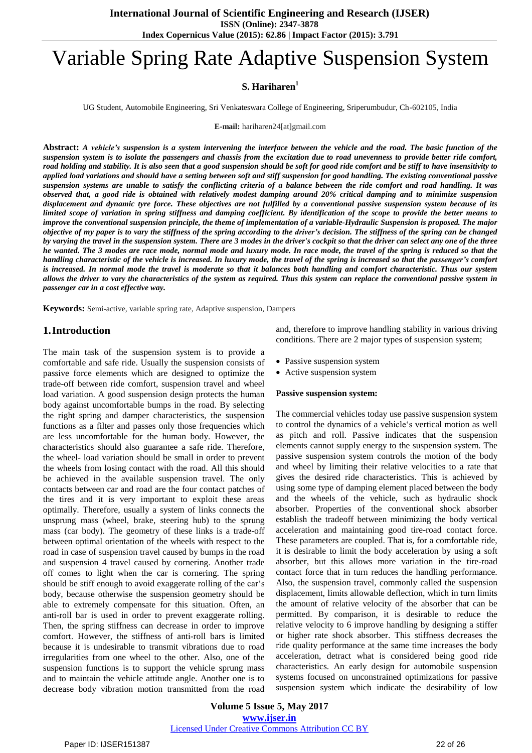# Variable Spring Rate Adaptive Suspension System

**S. Hariharen**[1]

UG Student, Automobile Engineering, Sri Venkateswara College of Engineering, Sriperumbudur, Ch-602105, India

**E-mail:** hariharen24[at]gmail.com

**Abstract:** ***A vehicle's suspension is a system intervening the interface between the vehicle and the road. The basic function of the suspension system is to isolate the passengers and chassis from the excitation due to road unevenness to provide better ride comfort, road holding and stability. It is also seen that a good suspension should be soft for good ride comfort and be stiff to have insensitivity to applied load variations and should have a setting between soft and stiff suspension for good handling. The existing conventional passive suspension systems are unable to satisfy the conflicting criteria of a balance between the ride comfort and road handling. It was observed that, a good ride is obtained with relatively modest damping around 20% critical damping and to minimize suspension displacement and dynamic tyre force. These objectives are not fulfilled by a conventional passive suspension system because of its limited scope of variation in spring stiffness and damping coefficient. By identification of the scope to provide the better means to improve the conventional suspension principle, the theme of implementation of a variable-Hydraulic Suspension is proposed. The major objective of my paper is to vary the stiffness of the spring according to the driver's decision. The stiffness of the spring can be changed by varying the travel in the suspension system. There are 3 modes in the driver's cockpit so that the driver can select any one of the three he wanted. The 3 modes are race mode, normal mode and luxury mode. In race mode, the travel of the spring is reduced so that the handling characteristic of the vehicle is increased. In luxury mode, the travel of the spring is increased so that the passenger's comfort is increased. In normal mode the travel is moderate so that it balances both handling and comfort characteristic. Thus our system allows the driver to vary the characteristics of the system as required. Thus this system can replace the conventional passive system in passenger car in a cost effective way.***

**Keywords:** Semi-active, variable spring rate, Adaptive suspension, Dampers

## 1. Introduction

The main task of the suspension system is to provide a comfortable and safe ride. Usually the suspension consists of passive force elements which are designed to optimize the trade-off between ride comfort, suspension travel and wheel load variation. A good suspension design protects the human body against uncomfortable bumps in the road. By selecting the right spring and damper characteristics, the suspension functions as a filter and passes only those frequencies which are less uncomfortable for the human body. However, the characteristics should also guarantee a safe ride. Therefore, the wheel- load variation should be small in order to prevent the wheels from losing contact with the road. All this should be achieved in the available suspension travel. The only contacts between car and road are the four contact patches of the tires and it is very important to exploit these areas optimally. Therefore, usually a system of links connects the unsprung mass (wheel, brake, steering hub) to the sprung mass (car body). The geometry of these links is a trade-off between optimal orientation of the wheels with respect to the road in case of suspension travel caused by bumps in the road and suspension 4 travel caused by cornering. Another trade off comes to light when the car is cornering. The spring should be stiff enough to avoid exaggerate rolling of the car's body, because otherwise the suspension geometry should be able to extremely compensate for this situation. Often, an anti-roll bar is used in order to prevent exaggerate rolling. Then, the spring stiffness can decrease in order to improve comfort. However, the stiffness of anti-roll bars is limited because it is undesirable to transmit vibrations due to road irregularities from one wheel to the other. Also, one of the suspension functions is to support the vehicle sprung mass and to maintain the vehicle attitude angle. Another one is to decrease body vibration motion transmitted from the road and, therefore to improve handling stability in various driving conditions. There are 2 major types of suspension system;

- Passive suspension system
- Active suspension system

**Passive suspension system:**

The commercial vehicles today use passive suspension system to control the dynamics of a vehicle's vertical motion as well as pitch and roll. Passive indicates that the suspension elements cannot supply energy to the suspension system. The passive suspension system controls the motion of the body and wheel by limiting their relative velocities to a rate that gives the desired ride characteristics. This is achieved by using some type of damping element placed between the body and the wheels of the vehicle, such as hydraulic shock absorber. Properties of the conventional shock absorber establish the tradeoff between minimizing the body vertical acceleration and maintaining good tire-road contact force. These parameters are coupled. That is, for a comfortable ride, it is desirable to limit the body acceleration by using a soft absorber, but this allows more variation in the tire-road contact force that in turn reduces the handling performance. Also, the suspension travel, commonly called the suspension displacement, limits allowable deflection, which in turn limits the amount of relative velocity of the absorber that can be permitted. By comparison, it is desirable to reduce the relative velocity to 6 improve handling by designing a stiffer or higher rate shock absorber. This stiffness decreases the ride quality performance at the same time increases the body acceleration, detract what is considered being good ride characteristics. An early design for automobile suspension systems focused on unconstrained optimizations for passive suspension system which indicate the desirability of low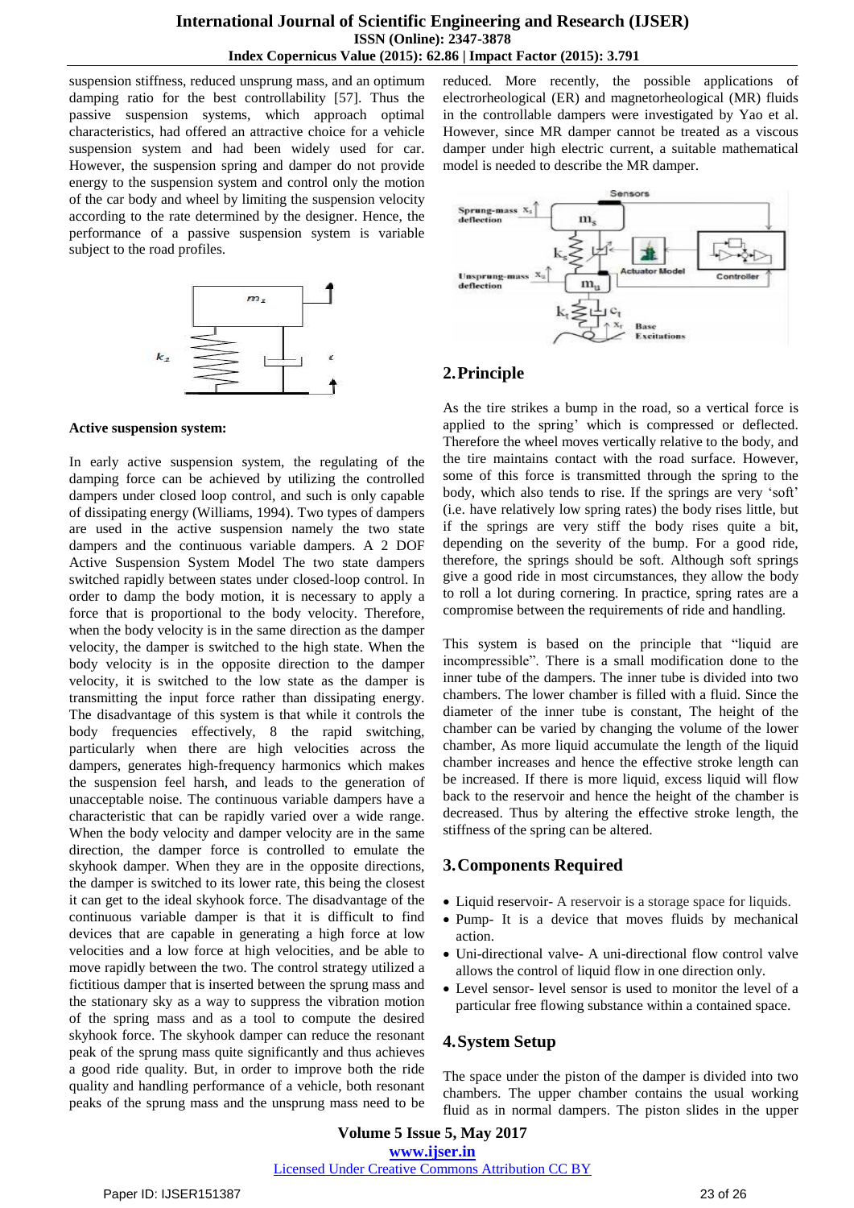suspension stiffness, reduced unsprung mass, and an optimum damping ratio for the best controllability [57]. Thus the passive suspension systems, which approach optimal characteristics, had offered an attractive choice for a vehicle suspension system and had been widely used for car. However, the suspension spring and damper do not provide energy to the suspension system and control only the motion of the car body and wheel by limiting the suspension velocity according to the rate determined by the designer. Hence, the performance of a passive suspension system is variable subject to the road profiles.

**Active suspension system:**

In early active suspension system, the regulating of the damping force can be achieved by utilizing the controlled dampers under closed loop control, and such is only capable of dissipating energy (Williams, 1994). Two types of dampers are used in the active suspension namely the two state dampers and the continuous variable dampers. A 2 DOF Active Suspension System Model The two state dampers switched rapidly between states under closed-loop control. In order to damp the body motion, it is necessary to apply a force that is proportional to the body velocity. Therefore, when the body velocity is in the same direction as the damper velocity, the damper is switched to the high state. When the body velocity is in the opposite direction to the damper velocity, it is switched to the low state as the damper is transmitting the input force rather than dissipating energy. The disadvantage of this system is that while it controls the body frequencies effectively, 8 the rapid switching, particularly when there are high velocities across the dampers, generates high-frequency harmonics which makes the suspension feel harsh, and leads to the generation of unacceptable noise. The continuous variable dampers have a characteristic that can be rapidly varied over a wide range. When the body velocity and damper velocity are in the same direction, the damper force is controlled to emulate the skyhook damper. When they are in the opposite directions, the damper is switched to its lower rate, this being the closest it can get to the ideal skyhook force. The disadvantage of the continuous variable damper is that it is difficult to find devices that are capable in generating a high force at low velocities and a low force at high velocities, and be able to move rapidly between the two. The control strategy utilized a fictitious damper that is inserted between the sprung mass and the stationary sky as a way to suppress the vibration motion of the spring mass and as a tool to compute the desired skyhook force. The skyhook damper can reduce the resonant peak of the sprung mass quite significantly and thus achieves a good ride quality. But, in order to improve both the ride quality and handling performance of a vehicle, both resonant peaks of the sprung mass and the unsprung mass need to be reduced. More recently, the possible applications of electrorheological (ER) and magnetorheological (MR) fluids in the controllable dampers were investigated by Yao et al. However, since MR damper cannot be treated as a viscous damper under high electric current, a suitable mathematical model is needed to describe the MR damper.

## 2. Principle

As the tire strikes a bump in the road, so a vertical force is applied to the spring' which is compressed or deflected. Therefore the wheel moves vertically relative to the body, and the tire maintains contact with the road surface. However, some of this force is transmitted through the spring to the body, which also tends to rise. If the springs are very 'soft' (i.e. have relatively low spring rates) the body rises little, but if the springs are very stiff the body rises quite a bit, depending on the severity of the bump. For a good ride, therefore, the springs should be soft. Although soft springs give a good ride in most circumstances, they allow the body to roll a lot during cornering. In practice, spring rates are a compromise between the requirements of ride and handling.

This system is based on the principle that "liquid are incompressible". There is a small modification done to the inner tube of the dampers. The inner tube is divided into two chambers. The lower chamber is filled with a fluid. Since the diameter of the inner tube is constant, The height of the chamber can be varied by changing the volume of the lower chamber, As more liquid accumulate the length of the liquid chamber increases and hence the effective stroke length can be increased. If there is more liquid, excess liquid will flow back to the reservoir and hence the height of the chamber is decreased. Thus by altering the effective stroke length, the stiffness of the spring can be altered.

## 3. Components Required

- Liquid reservoir- A reservoir is a storage space for liquids.
- Pump- It is a device that moves fluids by mechanical action.
- Uni-directional valve- A uni-directional flow control valve allows the control of liquid flow in one direction only.
- Level sensor- level sensor is used to monitor the level of a particular free flowing substance within a contained space.

## 4. System Setup

The space under the piston of the damper is divided into two chambers. The upper chamber contains the usual working fluid as in normal dampers. The piston slides in the upper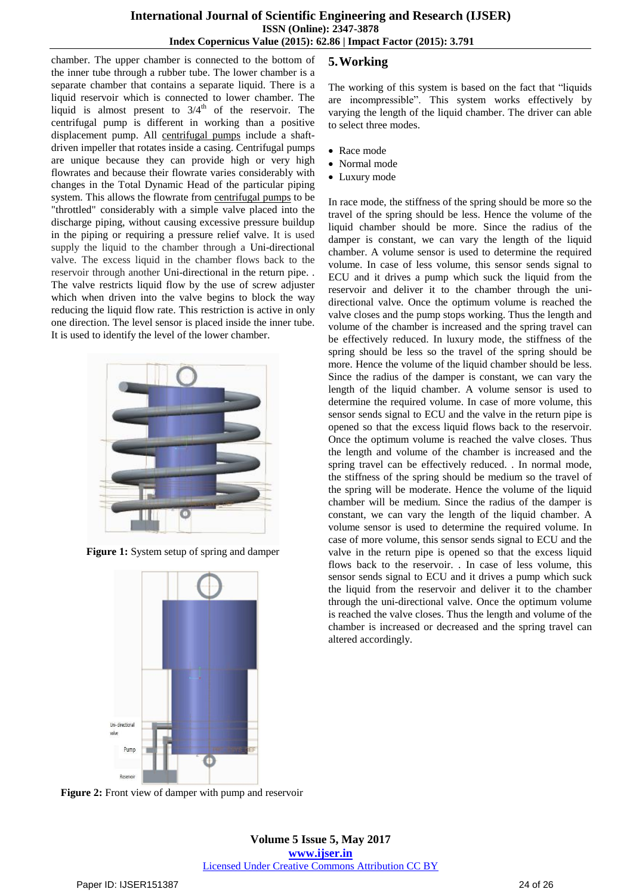chamber. The upper chamber is connected to the bottom of the inner tube through a rubber tube. The lower chamber is a separate chamber that contains a separate liquid. There is a liquid reservoir which is connected to lower chamber. The liquid is almost present to 3/4th of the reservoir. The centrifugal pump is different in working than a positive displacement pump. All centrifugal pumps include a shaft-driven impeller that rotates inside a casing. Centrifugal pumps are unique because they can provide high or very high flowrates and because their flowrate varies considerably with changes in the Total Dynamic Head of the particular piping system. This allows the flowrate from centrifugal pumps to be "throttled" considerably with a simple valve placed into the discharge piping, without causing excessive pressure buildup in the piping or requiring a pressure relief valve. It is used supply the liquid to the chamber through a Uni-directional valve. The excess liquid in the chamber flows back to the reservoir through another Uni-directional in the return pipe. . The valve restricts liquid flow by the use of screw adjuster which when driven into the valve begins to block the way reducing the liquid flow rate. This restriction is active in only one direction. The level sensor is placed inside the inner tube. It is used to identify the level of the lower chamber.

**Figure 1:** System setup of spring and damper

**Figure 2:** Front view of damper with pump and reservoir

## 5. Working

The working of this system is based on the fact that "liquids are incompressible". This system works effectively by varying the length of the liquid chamber. The driver can able to select three modes.

- Race mode
- Normal mode
- Luxury mode

In race mode, the stiffness of the spring should be more so the travel of the spring should be less. Hence the volume of the liquid chamber should be more. Since the radius of the damper is constant, we can vary the length of the liquid chamber. A volume sensor is used to determine the required volume. In case of less volume, this sensor sends signal to ECU and it drives a pump which suck the liquid from the reservoir and deliver it to the chamber through the uni-directional valve. Once the optimum volume is reached the valve closes and the pump stops working. Thus the length and volume of the chamber is increased and the spring travel can be effectively reduced. In luxury mode, the stiffness of the spring should be less so the travel of the spring should be more. Hence the volume of the liquid chamber should be less. Since the radius of the damper is constant, we can vary the length of the liquid chamber. A volume sensor is used to determine the required volume. In case of more volume, this sensor sends signal to ECU and the valve in the return pipe is opened so that the excess liquid flows back to the reservoir. Once the optimum volume is reached the valve closes. Thus the length and volume of the chamber is increased and the spring travel can be effectively reduced. . In normal mode, the stiffness of the spring should be medium so the travel of the spring will be moderate. Hence the volume of the liquid chamber will be medium. Since the radius of the damper is constant, we can vary the length of the liquid chamber. A volume sensor is used to determine the required volume. In case of more volume, this sensor sends signal to ECU and the valve in the return pipe is opened so that the excess liquid flows back to the reservoir. . In case of less volume, this sensor sends signal to ECU and it drives a pump which suck the liquid from the reservoir and deliver it to the chamber through the uni-directional valve. Once the optimum volume is reached the valve closes. Thus the length and volume of the chamber is increased or decreased and the spring travel can altered accordingly.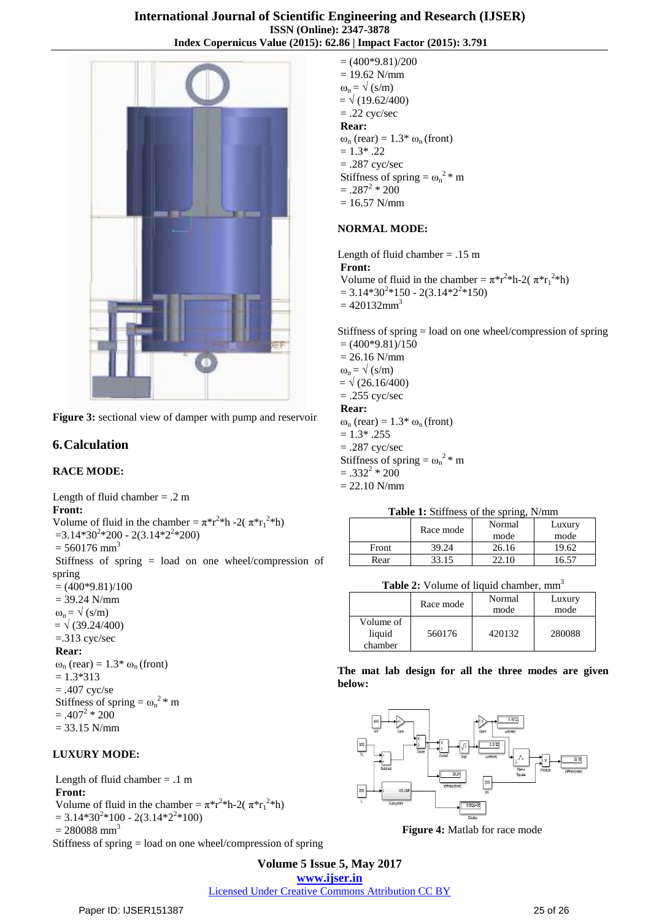Figure 3: sectional view of damper with pump and reservoir

## 6. Calculation

### RACE MODE:

Length of fluid chamber = .2 m

**Front:**

Volume of fluid in the chamber = $\pi*r^2*h - 2(\pi*r_1^2*h)$

$= 3.14*30^2*200 - 2(3.14*2^2*200)$

$= 560176 \text{ mm}^3$

Stiffness of spring = load on one wheel/compression of spring

$= (400*9.81)/100$

$= 39.24$ N/mm

$\omega_n = \sqrt{(s/m)}$

$= \sqrt{(39.24/400)}$

$= .313$ cyc/sec

**Rear:**

$\omega_n$ (rear) = 1.3* $\omega_n$ (front)

= 1.3*313

= .407 cyc/se

Stiffness of spring = $\omega_n^2 * m$

$= .407^2 * 200$

= 33.15 N/mm

### LUXURY MODE:

Length of fluid chamber = .1 m

**Front:**

Volume of fluid in the chamber = $\pi*r^2*h - 2(\pi*r_1^2*h)$

$= 3.14*30^2*100 - 2(3.14*2^2*100)$

$= 280088 \text{ mm}^3$

Stiffness of spring = load on one wheel/compression of spring

$= (400*9.81)/200$

$= 19.62$ N/mm

$\omega_n = \sqrt{(s/m)}$

$= \sqrt{(19.62/400)}$

$= .22$ cyc/sec

**Rear:**

$\omega_n$ (rear) = 1.3* $\omega_n$ (front)

= 1.3* .22

= .287 cyc/sec

Stiffness of spring = $\omega_n^2 * m$

$= .287^2 * 200$

= 16.57 N/mm

### NORMAL MODE:

Length of fluid chamber = .15 m

**Front:**

Volume of fluid in the chamber = $\pi*r^2*h - 2(\pi*r_1^2*h)$

$= 3.14*30^2*150 - 2(3.14*2^2*150)$

$= 420132 \text{mm}^3$

Stiffness of spring = load on one wheel/compression of spring

$= (400*9.81)/150$

$= 26.16$ N/mm

$\omega_n = \sqrt{(s/m)}$

$= \sqrt{(26.16/400)}$

$= .255$ cyc/sec

**Rear:**

$\omega_n$ (rear) = 1.3* $\omega_n$ (front)

= 1.3* .255

= .287 cyc/sec

Stiffness of spring = $\omega_n^2 * m$

$= .332^2 * 200$

= 22.10 N/mm

**Table 1:** Stiffness of the spring, N/mm

| | Race mode | Normal mode | Luxury mode |
|---|---|---|---|
| Front | 39.24 | 26.16 | 19.62 |
| Rear | 33.15 | 22.10 | 16.57 |

**Table 2:** Volume of liquid chamber, $\text{mm}^3$

| | Race mode | Normal mode | Luxury mode |
|---|---|---|---|
| Volume of liquid chamber | 560176 | 420132 | 280088 |

**The mat lab design for all the three modes are given below:**

Figure 4: Matlab for race mode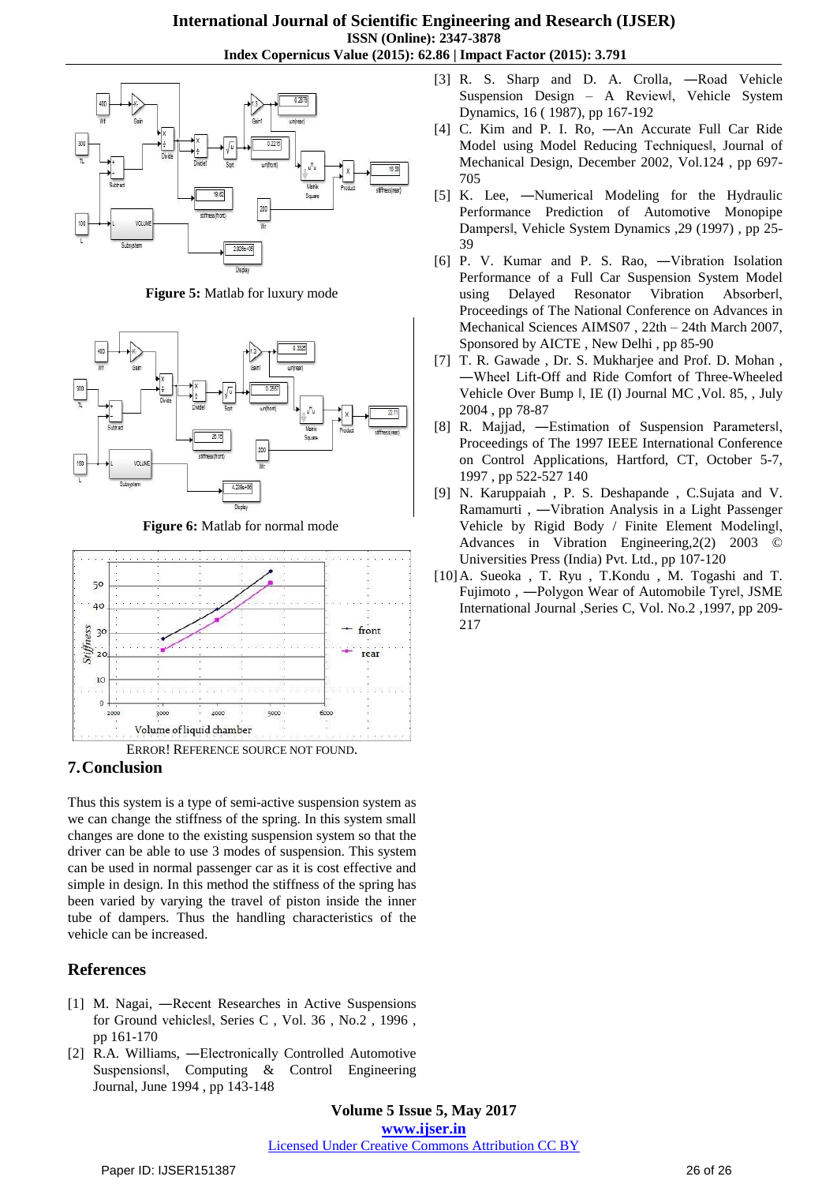400
Wf
Gain
300
TL
Subtract
Divide
Divide1
Sqrt
Gain1
0.2875
un(rear)
0.2218
un(front)
Matrix Square
Product
19.58
stiffness(rear)
19.82
stiffness(front)
200
Wr
100
L
VOLUME
Subsystem
2.8026e+06
Display

**Figure 5:** Matlab for luxury mode

400
Wf
Gain
300
TL
Subtract
Divide
Divide1
Sqrt
Gain1
0.3325
un(rear)
0.2557
un(front)
Matrix Square
Product
22.11
stiffness(rear)
26.15
stiffness(front)
200
Wr
150
L
VOLUME
Subsystem
4.239e+06
Display

**Figure 6:** Matlab for normal mode

50
40
30
20
10
0
Stiffness
2000
3000
4000
5000
6000
Volume of liquid chamber
front
rear

ERROR! REFERENCE SOURCE NOT FOUND.

## 7. Conclusion

Thus this system is a type of semi-active suspension system as we can change the stiffness of the spring. In this system small changes are done to the existing suspension system so that the driver can be able to use 3 modes of suspension. This system can be used in normal passenger car as it is cost effective and simple in design. In this method the stiffness of the spring has been varied by varying the travel of piston inside the inner tube of dampers. Thus the handling characteristics of the vehicle can be increased.

## References

[1] M. Nagai, ―Recent Researches in Active Suspensions for Ground vehicles‖, Series C , Vol. 36 , No.2 , 1996 , pp 161-170

[2] R.A. Williams, ―Electronically Controlled Automotive Suspensions‖, Computing & Control Engineering Journal, June 1994 , pp 143-148

[3] R. S. Sharp and D. A. Crolla, ―Road Vehicle Suspension Design – A Review‖, Vehicle System Dynamics, 16 ( 1987), pp 167-192

[4] C. Kim and P. I. Ro, ―An Accurate Full Car Ride Model using Model Reducing Techniques‖, Journal of Mechanical Design, December 2002, Vol.124 , pp 697-705

[5] K. Lee, ―Numerical Modeling for the Hydraulic Performance Prediction of Automotive Monopipe Dampers‖, Vehicle System Dynamics ,29 (1997) , pp 25-39

[6] P. V. Kumar and P. S. Rao, ―Vibration Isolation Performance of a Full Car Suspension System Model using Delayed Resonator Vibration Absorber‖, Proceedings of The National Conference on Advances in Mechanical Sciences AIMS07 , 22th – 24th March 2007, Sponsored by AICTE , New Delhi , pp 85-90

[7] T. R. Gawade , Dr. S. Mukharjee and Prof. D. Mohan , ―Wheel Lift-Off and Ride Comfort of Three-Wheeled Vehicle Over Bump ‖, IE (I) Journal MC ,Vol. 85, , July 2004 , pp 78-87

[8] R. Majjad, ―Estimation of Suspension Parameters‖, Proceedings of The 1997 IEEE International Conference on Control Applications, Hartford, CT, October 5-7, 1997 , pp 522-527 140

[9] N. Karuppaiah , P. S. Deshapande , C.Sujata and V. Ramamurti , ―Vibration Analysis in a Light Passenger Vehicle by Rigid Body / Finite Element Modeling‖, Advances in Vibration Engineering,2(2) 2003 © Universities Press (India) Pvt. Ltd., pp 107-120

[10] A. Sueoka , T. Ryu , T.Kondu , M. Togashi and T. Fujimoto , ―Polygon Wear of Automobile Tyre‖, JSME International Journal ,Series C, Vol. No.2 ,1997, pp 209-217